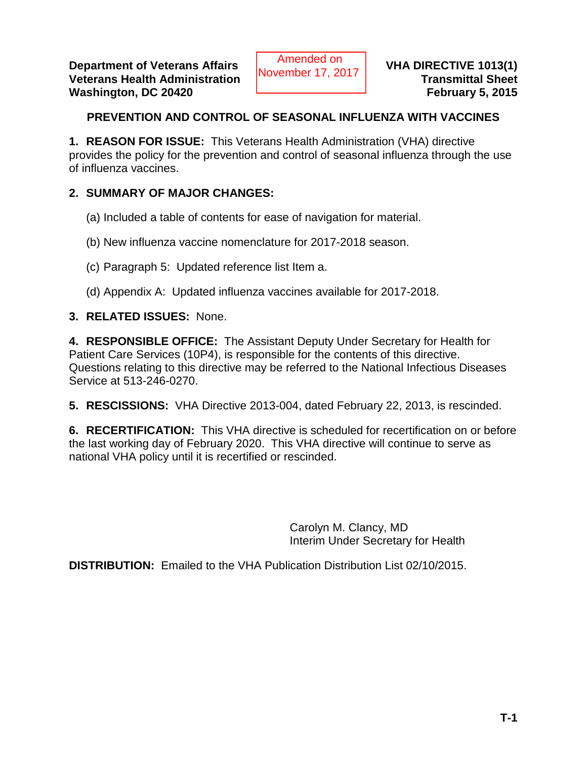Department of Veterans Affairs
Veterans Health Administration
Washington, DC 20420

Amended on November 17, 2017

**VHA DIRECTIVE 1013(1)**
**Transmittal Sheet**
**February 5, 2015**

## PREVENTION AND CONTROL OF SEASONAL INFLUENZA WITH VACCINES

**1. REASON FOR ISSUE:** This Veterans Health Administration (VHA) directive provides the policy for the prevention and control of seasonal influenza through the use of influenza vaccines.

**2. SUMMARY OF MAJOR CHANGES:**

(a) Included a table of contents for ease of navigation for material.

(b) New influenza vaccine nomenclature for 2017-2018 season.

(c) Paragraph 5: Updated reference list Item a.

(d) Appendix A: Updated influenza vaccines available for 2017-2018.

**3. RELATED ISSUES:** None.

**4. RESPONSIBLE OFFICE:** The Assistant Deputy Under Secretary for Health for Patient Care Services (10P4), is responsible for the contents of this directive. Questions relating to this directive may be referred to the National Infectious Diseases Service at 513-246-0270.

**5. RESCISSIONS:** VHA Directive 2013-004, dated February 22, 2013, is rescinded.

**6. RECERTIFICATION:** This VHA directive is scheduled for recertification on or before the last working day of February 2020. This VHA directive will continue to serve as national VHA policy until it is recertified or rescinded.

Carolyn M. Clancy, MD
Interim Under Secretary for Health

**DISTRIBUTION:** Emailed to the VHA Publication Distribution List 02/10/2015.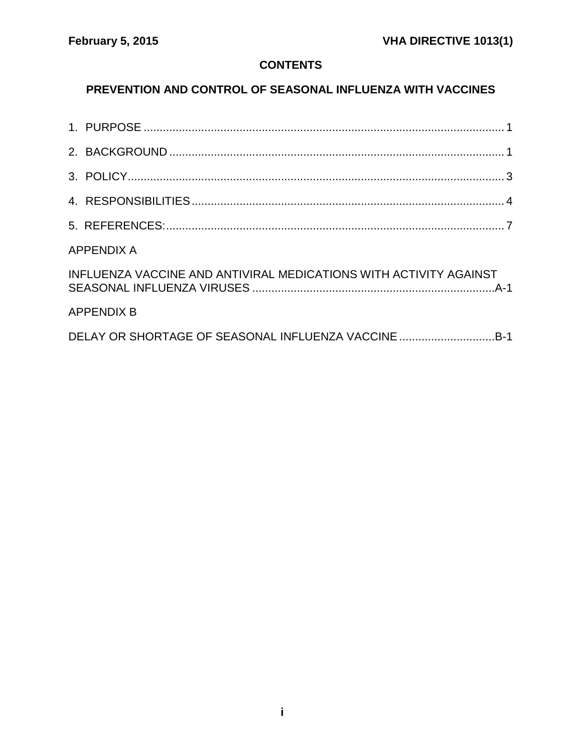## CONTENTS

## PREVENTION AND CONTROL OF SEASONAL INFLUENZA WITH VACCINES

1. PURPOSE ..... 1
2. BACKGROUND ..... 1
3. POLICY ..... 3
4. RESPONSIBILITIES ..... 4
5. REFERENCES: ..... 7

APPENDIX A

INFLUENZA VACCINE AND ANTIVIRAL MEDICATIONS WITH ACTIVITY AGAINST SEASONAL INFLUENZA VIRUSES ..... A-1

APPENDIX B

DELAY OR SHORTAGE OF SEASONAL INFLUENZA VACCINE ..... B-1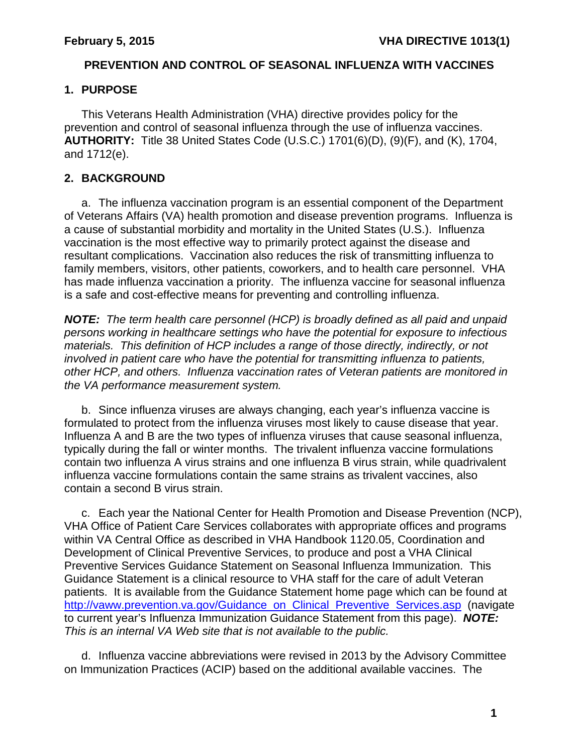**February 5, 2015** **VHA DIRECTIVE 1013(1)**

# PREVENTION AND CONTROL OF SEASONAL INFLUENZA WITH VACCINES

## 1. PURPOSE

This Veterans Health Administration (VHA) directive provides policy for the prevention and control of seasonal influenza through the use of influenza vaccines. **AUTHORITY:** Title 38 United States Code (U.S.C.) 1701(6)(D), (9)(F), and (K), 1704, and 1712(e).

## 2. BACKGROUND

a. The influenza vaccination program is an essential component of the Department of Veterans Affairs (VA) health promotion and disease prevention programs. Influenza is a cause of substantial morbidity and mortality in the United States (U.S.). Influenza vaccination is the most effective way to primarily protect against the disease and resultant complications. Vaccination also reduces the risk of transmitting influenza to family members, visitors, other patients, coworkers, and to health care personnel. VHA has made influenza vaccination a priority. The influenza vaccine for seasonal influenza is a safe and cost-effective means for preventing and controlling influenza.

***NOTE:*** *The term health care personnel (HCP) is broadly defined as all paid and unpaid persons working in healthcare settings who have the potential for exposure to infectious materials. This definition of HCP includes a range of those directly, indirectly, or not involved in patient care who have the potential for transmitting influenza to patients, other HCP, and others. Influenza vaccination rates of Veteran patients are monitored in the VA performance measurement system.*

b. Since influenza viruses are always changing, each year's influenza vaccine is formulated to protect from the influenza viruses most likely to cause disease that year. Influenza A and B are the two types of influenza viruses that cause seasonal influenza, typically during the fall or winter months. The trivalent influenza vaccine formulations contain two influenza A virus strains and one influenza B virus strain, while quadrivalent influenza vaccine formulations contain the same strains as trivalent vaccines, also contain a second B virus strain.

c. Each year the National Center for Health Promotion and Disease Prevention (NCP), VHA Office of Patient Care Services collaborates with appropriate offices and programs within VA Central Office as described in VHA Handbook 1120.05, Coordination and Development of Clinical Preventive Services, to produce and post a VHA Clinical Preventive Services Guidance Statement on Seasonal Influenza Immunization. This Guidance Statement is a clinical resource to VHA staff for the care of adult Veteran patients. It is available from the Guidance Statement home page which can be found at http://vaww.prevention.va.gov/Guidance_on_Clinical_Preventive_Services.asp (navigate to current year's Influenza Immunization Guidance Statement from this page). ***NOTE:*** *This is an internal VA Web site that is not available to the public.*

d. Influenza vaccine abbreviations were revised in 2013 by the Advisory Committee on Immunization Practices (ACIP) based on the additional available vaccines. The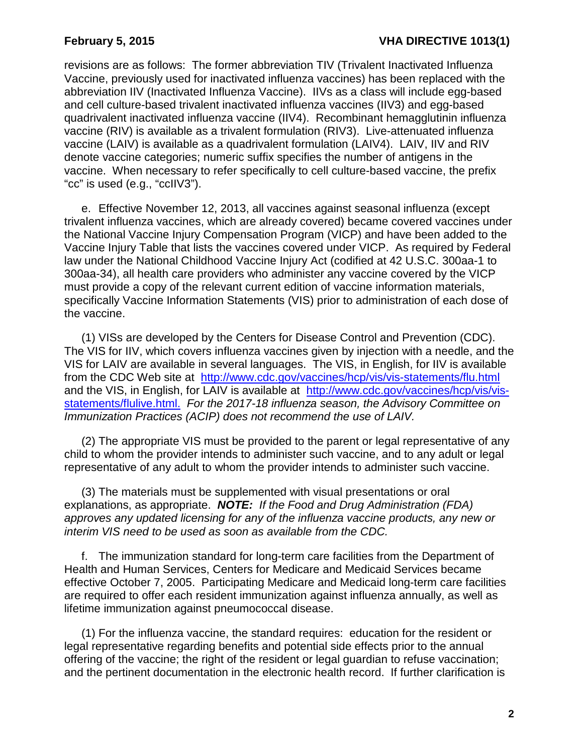revisions are as follows: The former abbreviation TIV (Trivalent Inactivated Influenza Vaccine, previously used for inactivated influenza vaccines) has been replaced with the abbreviation IIV (Inactivated Influenza Vaccine). IIVs as a class will include egg-based and cell culture-based trivalent inactivated influenza vaccines (IIV3) and egg-based quadrivalent inactivated influenza vaccine (IIV4). Recombinant hemagglutinin influenza vaccine (RIV) is available as a trivalent formulation (RIV3). Live-attenuated influenza vaccine (LAIV) is available as a quadrivalent formulation (LAIV4). LAIV, IIV and RIV denote vaccine categories; numeric suffix specifies the number of antigens in the vaccine. When necessary to refer specifically to cell culture-based vaccine, the prefix "cc" is used (e.g., "ccIIV3").

e. Effective November 12, 2013, all vaccines against seasonal influenza (except trivalent influenza vaccines, which are already covered) became covered vaccines under the National Vaccine Injury Compensation Program (VICP) and have been added to the Vaccine Injury Table that lists the vaccines covered under VICP. As required by Federal law under the National Childhood Vaccine Injury Act (codified at 42 U.S.C. 300aa-1 to 300aa-34), all health care providers who administer any vaccine covered by the VICP must provide a copy of the relevant current edition of vaccine information materials, specifically Vaccine Information Statements (VIS) prior to administration of each dose of the vaccine.

(1) VISs are developed by the Centers for Disease Control and Prevention (CDC). The VIS for IIV, which covers influenza vaccines given by injection with a needle, and the VIS for LAIV are available in several languages. The VIS, in English, for IIV is available from the CDC Web site at http://www.cdc.gov/vaccines/hcp/vis/vis-statements/flu.html and the VIS, in English, for LAIV is available at http://www.cdc.gov/vaccines/hcp/vis/vis-statements/flulive.html. *For the 2017-18 influenza season, the Advisory Committee on Immunization Practices (ACIP) does not recommend the use of LAIV.*

(2) The appropriate VIS must be provided to the parent or legal representative of any child to whom the provider intends to administer such vaccine, and to any adult or legal representative of any adult to whom the provider intends to administer such vaccine.

(3) The materials must be supplemented with visual presentations or oral explanations, as appropriate. ***NOTE:*** *If the Food and Drug Administration (FDA) approves any updated licensing for any of the influenza vaccine products, any new or interim VIS need to be used as soon as available from the CDC.*

f. The immunization standard for long-term care facilities from the Department of Health and Human Services, Centers for Medicare and Medicaid Services became effective October 7, 2005. Participating Medicare and Medicaid long-term care facilities are required to offer each resident immunization against influenza annually, as well as lifetime immunization against pneumococcal disease.

(1) For the influenza vaccine, the standard requires: education for the resident or legal representative regarding benefits and potential side effects prior to the annual offering of the vaccine; the right of the resident or legal guardian to refuse vaccination; and the pertinent documentation in the electronic health record. If further clarification is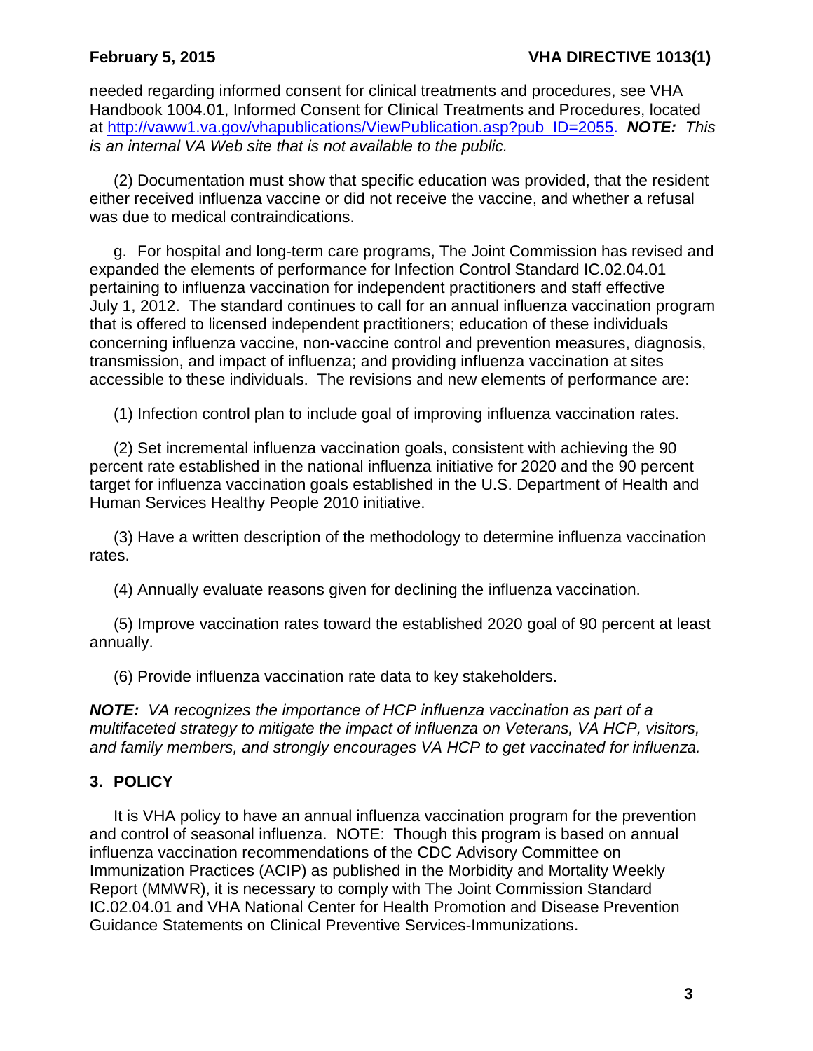needed regarding informed consent for clinical treatments and procedures, see VHA Handbook 1004.01, Informed Consent for Clinical Treatments and Procedures, located at http://vaww1.va.gov/vhapublications/ViewPublication.asp?pub_ID=2055. ***NOTE:*** *This is an internal VA Web site that is not available to the public.*

(2) Documentation must show that specific education was provided, that the resident either received influenza vaccine or did not receive the vaccine, and whether a refusal was due to medical contraindications.

g. For hospital and long-term care programs, The Joint Commission has revised and expanded the elements of performance for Infection Control Standard IC.02.04.01 pertaining to influenza vaccination for independent practitioners and staff effective July 1, 2012. The standard continues to call for an annual influenza vaccination program that is offered to licensed independent practitioners; education of these individuals concerning influenza vaccine, non-vaccine control and prevention measures, diagnosis, transmission, and impact of influenza; and providing influenza vaccination at sites accessible to these individuals. The revisions and new elements of performance are:

(1) Infection control plan to include goal of improving influenza vaccination rates.

(2) Set incremental influenza vaccination goals, consistent with achieving the 90 percent rate established in the national influenza initiative for 2020 and the 90 percent target for influenza vaccination goals established in the U.S. Department of Health and Human Services Healthy People 2010 initiative.

(3) Have a written description of the methodology to determine influenza vaccination rates.

(4) Annually evaluate reasons given for declining the influenza vaccination.

(5) Improve vaccination rates toward the established 2020 goal of 90 percent at least annually.

(6) Provide influenza vaccination rate data to key stakeholders.

***NOTE:*** *VA recognizes the importance of HCP influenza vaccination as part of a multifaceted strategy to mitigate the impact of influenza on Veterans, VA HCP, visitors, and family members, and strongly encourages VA HCP to get vaccinated for influenza.*

## 3. POLICY

It is VHA policy to have an annual influenza vaccination program for the prevention and control of seasonal influenza. NOTE: Though this program is based on annual influenza vaccination recommendations of the CDC Advisory Committee on Immunization Practices (ACIP) as published in the Morbidity and Mortality Weekly Report (MMWR), it is necessary to comply with The Joint Commission Standard IC.02.04.01 and VHA National Center for Health Promotion and Disease Prevention Guidance Statements on Clinical Preventive Services-Immunizations.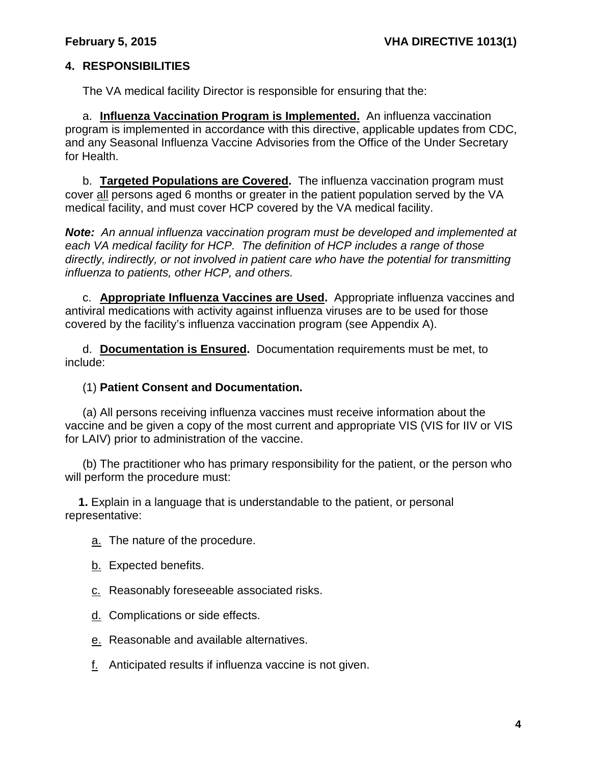## 4. RESPONSIBILITIES

The VA medical facility Director is responsible for ensuring that the:

a. **Influenza Vaccination Program is Implemented.** An influenza vaccination program is implemented in accordance with this directive, applicable updates from CDC, and any Seasonal Influenza Vaccine Advisories from the Office of the Under Secretary for Health.

b. **Targeted Populations are Covered.** The influenza vaccination program must cover all persons aged 6 months or greater in the patient population served by the VA medical facility, and must cover HCP covered by the VA medical facility.

***Note:*** *An annual influenza vaccination program must be developed and implemented at each VA medical facility for HCP. The definition of HCP includes a range of those directly, indirectly, or not involved in patient care who have the potential for transmitting influenza to patients, other HCP, and others.*

c. **Appropriate Influenza Vaccines are Used.** Appropriate influenza vaccines and antiviral medications with activity against influenza viruses are to be used for those covered by the facility's influenza vaccination program (see Appendix A).

d. **Documentation is Ensured.** Documentation requirements must be met, to include:

(1) **Patient Consent and Documentation.**

(a) All persons receiving influenza vaccines must receive information about the vaccine and be given a copy of the most current and appropriate VIS (VIS for IIV or VIS for LAIV) prior to administration of the vaccine.

(b) The practitioner who has primary responsibility for the patient, or the person who will perform the procedure must:

**1.** Explain in a language that is understandable to the patient, or personal representative:

a. The nature of the procedure.

b. Expected benefits.

c. Reasonably foreseeable associated risks.

d. Complications or side effects.

e. Reasonable and available alternatives.

f. Anticipated results if influenza vaccine is not given.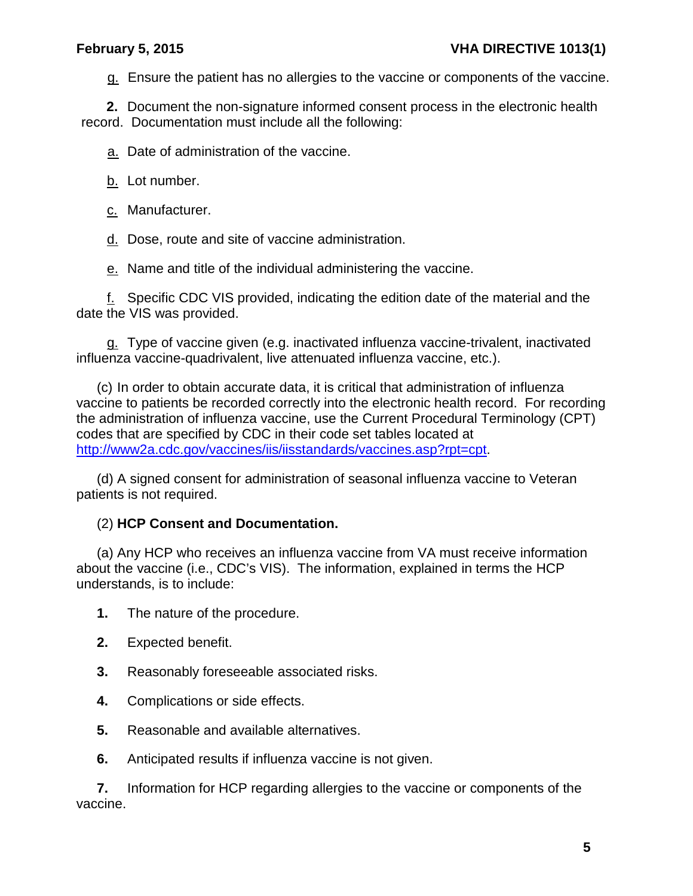g. Ensure the patient has no allergies to the vaccine or components of the vaccine.

**2.** Document the non-signature informed consent process in the electronic health record. Documentation must include all the following:

a. Date of administration of the vaccine.

b. Lot number.

c. Manufacturer.

d. Dose, route and site of vaccine administration.

e. Name and title of the individual administering the vaccine.

f. Specific CDC VIS provided, indicating the edition date of the material and the date the VIS was provided.

g. Type of vaccine given (e.g. inactivated influenza vaccine-trivalent, inactivated influenza vaccine-quadrivalent, live attenuated influenza vaccine, etc.).

(c) In order to obtain accurate data, it is critical that administration of influenza vaccine to patients be recorded correctly into the electronic health record. For recording the administration of influenza vaccine, use the Current Procedural Terminology (CPT) codes that are specified by CDC in their code set tables located at http://www2a.cdc.gov/vaccines/iis/iisstandards/vaccines.asp?rpt=cpt.

(d) A signed consent for administration of seasonal influenza vaccine to Veteran patients is not required.

(2) **HCP Consent and Documentation.**

(a) Any HCP who receives an influenza vaccine from VA must receive information about the vaccine (i.e., CDC's VIS). The information, explained in terms the HCP understands, is to include:

**1.** The nature of the procedure.

**2.** Expected benefit.

**3.** Reasonably foreseeable associated risks.

**4.** Complications or side effects.

**5.** Reasonable and available alternatives.

**6.** Anticipated results if influenza vaccine is not given.

**7.** Information for HCP regarding allergies to the vaccine or components of the vaccine.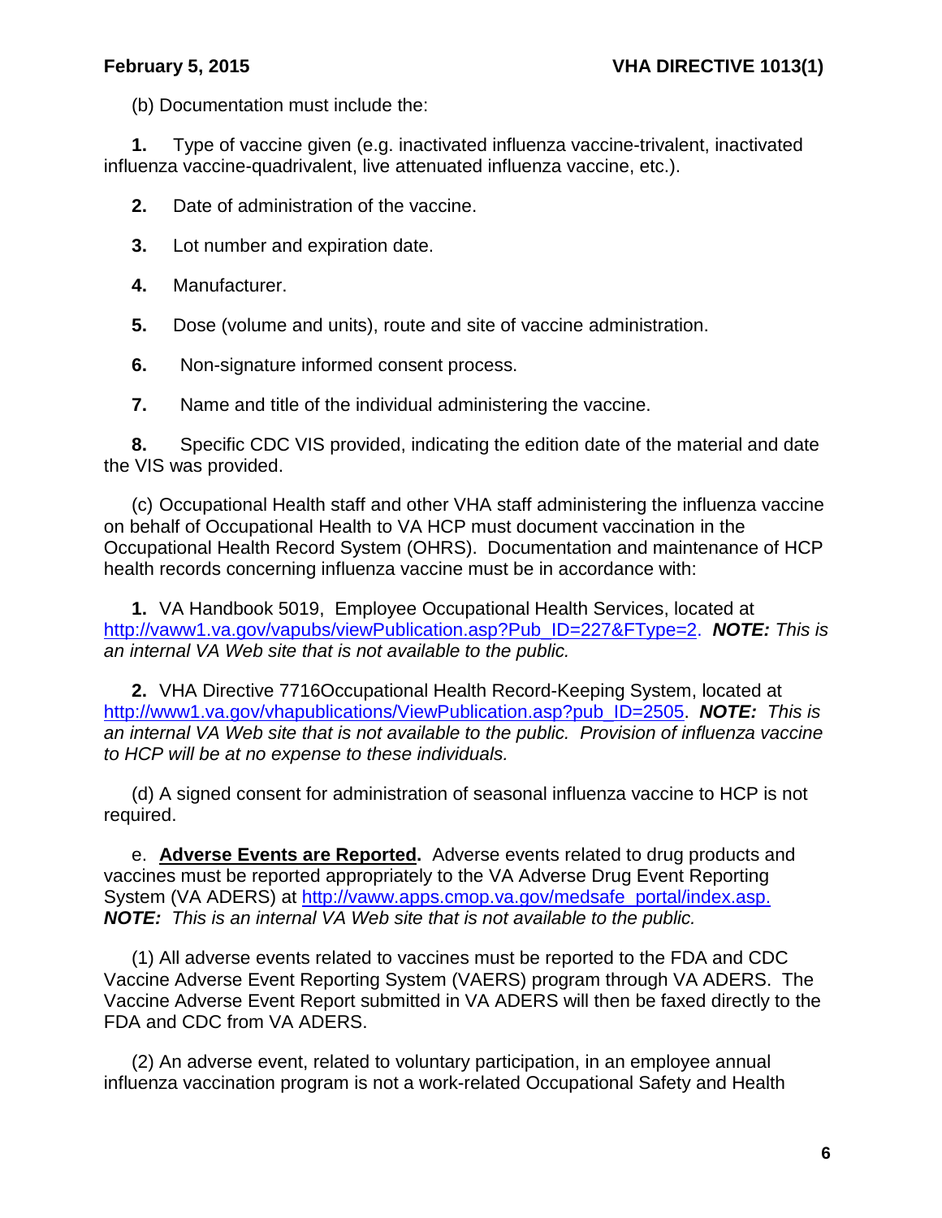(b) Documentation must include the:

**1.** Type of vaccine given (e.g. inactivated influenza vaccine-trivalent, inactivated influenza vaccine-quadrivalent, live attenuated influenza vaccine, etc.).

**2.** Date of administration of the vaccine.

**3.** Lot number and expiration date.

**4.** Manufacturer.

**5.** Dose (volume and units), route and site of vaccine administration.

**6.** Non-signature informed consent process.

**7.** Name and title of the individual administering the vaccine.

**8.** Specific CDC VIS provided, indicating the edition date of the material and date the VIS was provided.

(c) Occupational Health staff and other VHA staff administering the influenza vaccine on behalf of Occupational Health to VA HCP must document vaccination in the Occupational Health Record System (OHRS). Documentation and maintenance of HCP health records concerning influenza vaccine must be in accordance with:

**1.** VA Handbook 5019, Employee Occupational Health Services, located at http://vaww1.va.gov/vapubs/viewPublication.asp?Pub_ID=227&FType=2. ***NOTE:*** *This is an internal VA Web site that is not available to the public.*

**2.** VHA Directive 7716Occupational Health Record-Keeping System, located at http://www1.va.gov/vhapublications/ViewPublication.asp?pub_ID=2505. ***NOTE:*** *This is an internal VA Web site that is not available to the public. Provision of influenza vaccine to HCP will be at no expense to these individuals.*

(d) A signed consent for administration of seasonal influenza vaccine to HCP is not required.

e. **Adverse Events are Reported.** Adverse events related to drug products and vaccines must be reported appropriately to the VA Adverse Drug Event Reporting System (VA ADERS) at http://vaww.apps.cmop.va.gov/medsafe_portal/index.asp. ***NOTE:*** *This is an internal VA Web site that is not available to the public.*

(1) All adverse events related to vaccines must be reported to the FDA and CDC Vaccine Adverse Event Reporting System (VAERS) program through VA ADERS. The Vaccine Adverse Event Report submitted in VA ADERS will then be faxed directly to the FDA and CDC from VA ADERS.

(2) An adverse event, related to voluntary participation, in an employee annual influenza vaccination program is not a work-related Occupational Safety and Health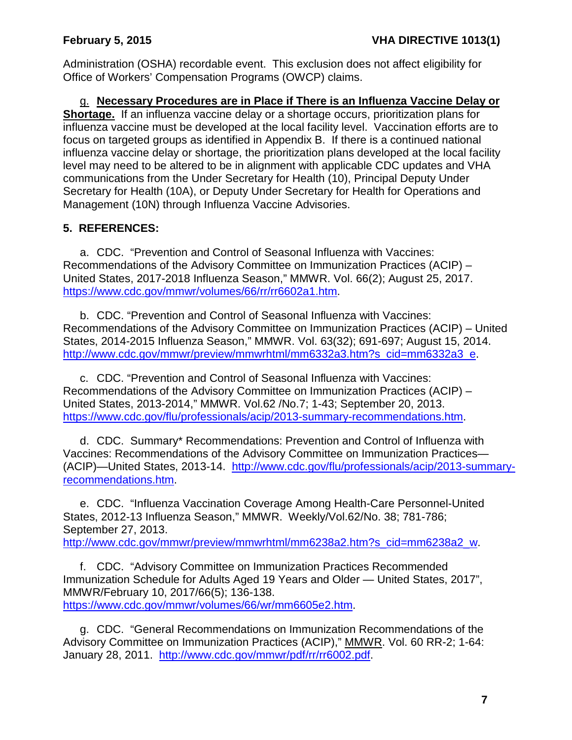Administration (OSHA) recordable event. This exclusion does not affect eligibility for Office of Workers' Compensation Programs (OWCP) claims.

g. **Necessary Procedures are in Place if There is an Influenza Vaccine Delay or Shortage.** If an influenza vaccine delay or a shortage occurs, prioritization plans for influenza vaccine must be developed at the local facility level. Vaccination efforts are to focus on targeted groups as identified in Appendix B. If there is a continued national influenza vaccine delay or shortage, the prioritization plans developed at the local facility level may need to be altered to be in alignment with applicable CDC updates and VHA communications from the Under Secretary for Health (10), Principal Deputy Under Secretary for Health (10A), or Deputy Under Secretary for Health for Operations and Management (10N) through Influenza Vaccine Advisories.

## 5. REFERENCES:

a. CDC. "Prevention and Control of Seasonal Influenza with Vaccines: Recommendations of the Advisory Committee on Immunization Practices (ACIP) – United States, 2017-2018 Influenza Season," MMWR. Vol. 66(2); August 25, 2017. https://www.cdc.gov/mmwr/volumes/66/rr/rr6602a1.htm.

b. CDC. "Prevention and Control of Seasonal Influenza with Vaccines: Recommendations of the Advisory Committee on Immunization Practices (ACIP) – United States, 2014-2015 Influenza Season," MMWR. Vol. 63(32); 691-697; August 15, 2014. http://www.cdc.gov/mmwr/preview/mmwrhtml/mm6332a3.htm?s_cid=mm6332a3_e.

c. CDC. "Prevention and Control of Seasonal Influenza with Vaccines: Recommendations of the Advisory Committee on Immunization Practices (ACIP) – United States, 2013-2014," MMWR. Vol.62 /No.7; 1-43; September 20, 2013. https://www.cdc.gov/flu/professionals/acip/2013-summary-recommendations.htm.

d. CDC. Summary* Recommendations: Prevention and Control of Influenza with Vaccines: Recommendations of the Advisory Committee on Immunization Practices—(ACIP)—United States, 2013-14. http://www.cdc.gov/flu/professionals/acip/2013-summary-recommendations.htm.

e. CDC. "Influenza Vaccination Coverage Among Health-Care Personnel-United States, 2012-13 Influenza Season," MMWR. Weekly/Vol.62/No. 38; 781-786; September 27, 2013. http://www.cdc.gov/mmwr/preview/mmwrhtml/mm6238a2.htm?s_cid=mm6238a2_w.

f. CDC. "Advisory Committee on Immunization Practices Recommended Immunization Schedule for Adults Aged 19 Years and Older — United States, 2017", MMWR/February 10, 2017/66(5); 136-138. https://www.cdc.gov/mmwr/volumes/66/wr/mm6605e2.htm.

g. CDC. "General Recommendations on Immunization Recommendations of the Advisory Committee on Immunization Practices (ACIP)," MMWR. Vol. 60 RR-2; 1-64: January 28, 2011. http://www.cdc.gov/mmwr/pdf/rr/rr6002.pdf.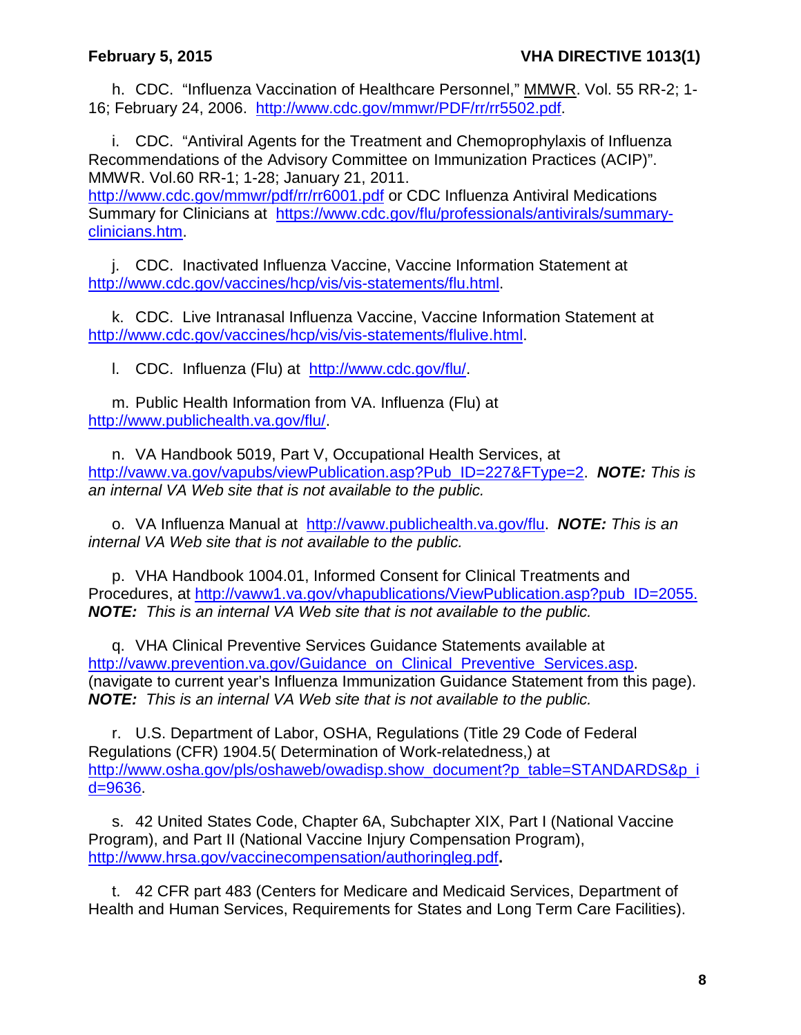h. CDC. “Influenza Vaccination of Healthcare Personnel,” MMWR. Vol. 55 RR-2; 1-16; February 24, 2006. http://www.cdc.gov/mmwr/PDF/rr/rr5502.pdf.

i. CDC. “Antiviral Agents for the Treatment and Chemoprophylaxis of Influenza Recommendations of the Advisory Committee on Immunization Practices (ACIP)”. MMWR. Vol.60 RR-1; 1-28; January 21, 2011. http://www.cdc.gov/mmwr/pdf/rr/rr6001.pdf or CDC Influenza Antiviral Medications Summary for Clinicians at https://www.cdc.gov/flu/professionals/antivirals/summary-clinicians.htm.

j. CDC. Inactivated Influenza Vaccine, Vaccine Information Statement at http://www.cdc.gov/vaccines/hcp/vis/vis-statements/flu.html.

k. CDC. Live Intranasal Influenza Vaccine, Vaccine Information Statement at http://www.cdc.gov/vaccines/hcp/vis/vis-statements/flulive.html.

l. CDC. Influenza (Flu) at http://www.cdc.gov/flu/.

m. Public Health Information from VA. Influenza (Flu) at http://www.publichealth.va.gov/flu/.

n. VA Handbook 5019, Part V, Occupational Health Services, at http://vaww.va.gov/vapubs/viewPublication.asp?Pub_ID=227&FType=2. ***NOTE:*** *This is an internal VA Web site that is not available to the public.*

o. VA Influenza Manual at http://vaww.publichealth.va.gov/flu. ***NOTE:*** *This is an internal VA Web site that is not available to the public.*

p. VHA Handbook 1004.01, Informed Consent for Clinical Treatments and Procedures, at http://vaww1.va.gov/vhapublications/ViewPublication.asp?pub_ID=2055. ***NOTE:*** *This is an internal VA Web site that is not available to the public.*

q. VHA Clinical Preventive Services Guidance Statements available at http://vaww.prevention.va.gov/Guidance_on_Clinical_Preventive_Services.asp. (navigate to current year’s Influenza Immunization Guidance Statement from this page). ***NOTE:*** *This is an internal VA Web site that is not available to the public.*

r. U.S. Department of Labor, OSHA, Regulations (Title 29 Code of Federal Regulations (CFR) 1904.5( Determination of Work-relatedness,) at http://www.osha.gov/pls/oshaweb/owadisp.show_document?p_table=STANDARDS&p_id=9636.

s. 42 United States Code, Chapter 6A, Subchapter XIX, Part I (National Vaccine Program), and Part II (National Vaccine Injury Compensation Program), http://www.hrsa.gov/vaccinecompensation/authoringleg.pdf**.**

t. 42 CFR part 483 (Centers for Medicare and Medicaid Services, Department of Health and Human Services, Requirements for States and Long Term Care Facilities).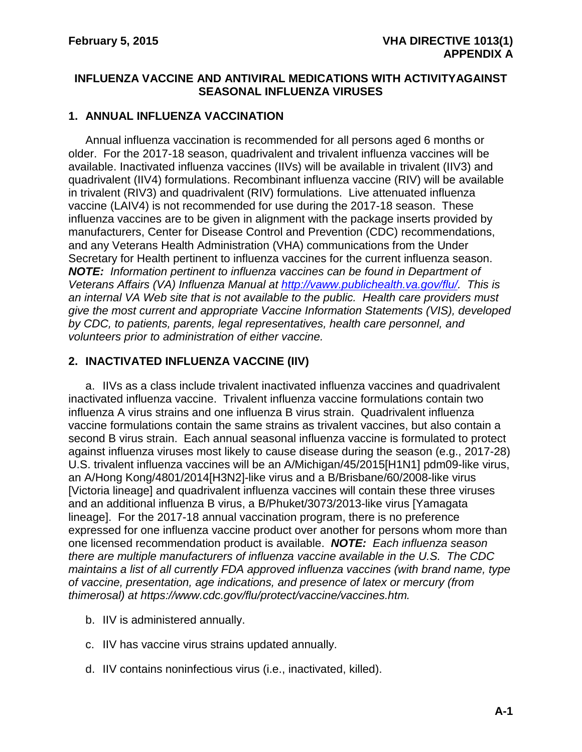## INFLUENZA VACCINE AND ANTIVIRAL MEDICATIONS WITH ACTIVITYAGAINST SEASONAL INFLUENZA VIRUSES

### 1. ANNUAL INFLUENZA VACCINATION

Annual influenza vaccination is recommended for all persons aged 6 months or older. For the 2017-18 season, quadrivalent and trivalent influenza vaccines will be available. Inactivated influenza vaccines (IIVs) will be available in trivalent (IIV3) and quadrivalent (IIV4) formulations. Recombinant influenza vaccine (RIV) will be available in trivalent (RIV3) and quadrivalent (RIV) formulations. Live attenuated influenza vaccine (LAIV4) is not recommended for use during the 2017-18 season. These influenza vaccines are to be given in alignment with the package inserts provided by manufacturers, Center for Disease Control and Prevention (CDC) recommendations, and any Veterans Health Administration (VHA) communications from the Under Secretary for Health pertinent to influenza vaccines for the current influenza season. ***NOTE:*** *Information pertinent to influenza vaccines can be found in Department of Veterans Affairs (VA) Influenza Manual at [http://vaww.publichealth.va.gov/flu/](http://vaww.publichealth.va.gov/flu/). This is an internal VA Web site that is not available to the public. Health care providers must give the most current and appropriate Vaccine Information Statements (VIS), developed by CDC, to patients, parents, legal representatives, health care personnel, and volunteers prior to administration of either vaccine.*

### 2. INACTIVATED INFLUENZA VACCINE (IIV)

a. IIVs as a class include trivalent inactivated influenza vaccines and quadrivalent inactivated influenza vaccine. Trivalent influenza vaccine formulations contain two influenza A virus strains and one influenza B virus strain. Quadrivalent influenza vaccine formulations contain the same strains as trivalent vaccines, but also contain a second B virus strain. Each annual seasonal influenza vaccine is formulated to protect against influenza viruses most likely to cause disease during the season (e.g., 2017-28) U.S. trivalent influenza vaccines will be an A/Michigan/45/2015[H1N1] pdm09-like virus, an A/Hong Kong/4801/2014[H3N2]-like virus and a B/Brisbane/60/2008-like virus [Victoria lineage] and quadrivalent influenza vaccines will contain these three viruses and an additional influenza B virus, a B/Phuket/3073/2013-like virus [Yamagata lineage]. For the 2017-18 annual vaccination program, there is no preference expressed for one influenza vaccine product over another for persons whom more than one licensed recommendation product is available. ***NOTE:*** *Each influenza season there are multiple manufacturers of influenza vaccine available in the U.S. The CDC maintains a list of all currently FDA approved influenza vaccines (with brand name, type of vaccine, presentation, age indications, and presence of latex or mercury (from thimerosal) at https://www.cdc.gov/flu/protect/vaccine/vaccines.htm.*

b. IIV is administered annually.

c. IIV has vaccine virus strains updated annually.

d. IIV contains noninfectious virus (i.e., inactivated, killed).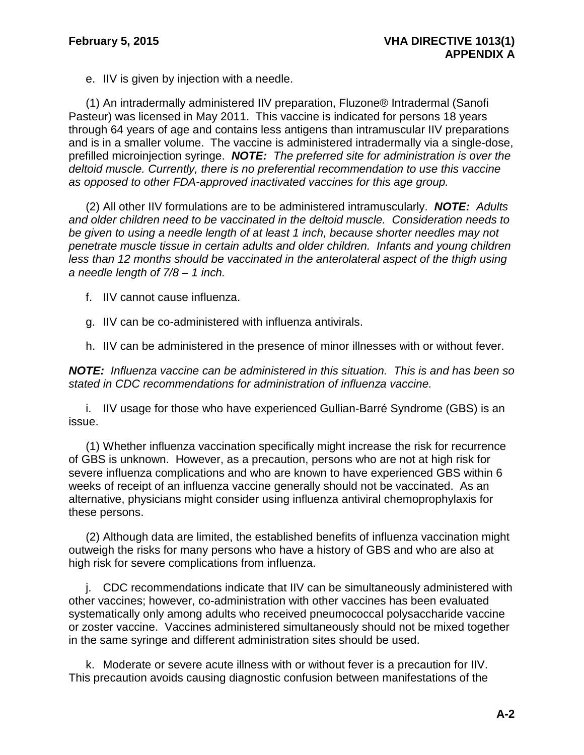e. IIV is given by injection with a needle.

(1) An intradermally administered IIV preparation, Fluzone® Intradermal (Sanofi Pasteur) was licensed in May 2011. This vaccine is indicated for persons 18 years through 64 years of age and contains less antigens than intramuscular IIV preparations and is in a smaller volume. The vaccine is administered intradermally via a single-dose, prefilled microinjection syringe. ***NOTE:*** *The preferred site for administration is over the deltoid muscle. Currently, there is no preferential recommendation to use this vaccine as opposed to other FDA-approved inactivated vaccines for this age group.*

(2) All other IIV formulations are to be administered intramuscularly. ***NOTE:*** *Adults and older children need to be vaccinated in the deltoid muscle. Consideration needs to be given to using a needle length of at least 1 inch, because shorter needles may not penetrate muscle tissue in certain adults and older children. Infants and young children less than 12 months should be vaccinated in the anterolateral aspect of the thigh using a needle length of 7/8 – 1 inch.*

f. IIV cannot cause influenza.

g. IIV can be co-administered with influenza antivirals.

h. IIV can be administered in the presence of minor illnesses with or without fever.

***NOTE:*** *Influenza vaccine can be administered in this situation. This is and has been so stated in CDC recommendations for administration of influenza vaccine.*

i. IIV usage for those who have experienced Gullian-Barré Syndrome (GBS) is an issue.

(1) Whether influenza vaccination specifically might increase the risk for recurrence of GBS is unknown. However, as a precaution, persons who are not at high risk for severe influenza complications and who are known to have experienced GBS within 6 weeks of receipt of an influenza vaccine generally should not be vaccinated. As an alternative, physicians might consider using influenza antiviral chemoprophylaxis for these persons.

(2) Although data are limited, the established benefits of influenza vaccination might outweigh the risks for many persons who have a history of GBS and who are also at high risk for severe complications from influenza.

j. CDC recommendations indicate that IIV can be simultaneously administered with other vaccines; however, co-administration with other vaccines has been evaluated systematically only among adults who received pneumococcal polysaccharide vaccine or zoster vaccine. Vaccines administered simultaneously should not be mixed together in the same syringe and different administration sites should be used.

k. Moderate or severe acute illness with or without fever is a precaution for IIV. This precaution avoids causing diagnostic confusion between manifestations of the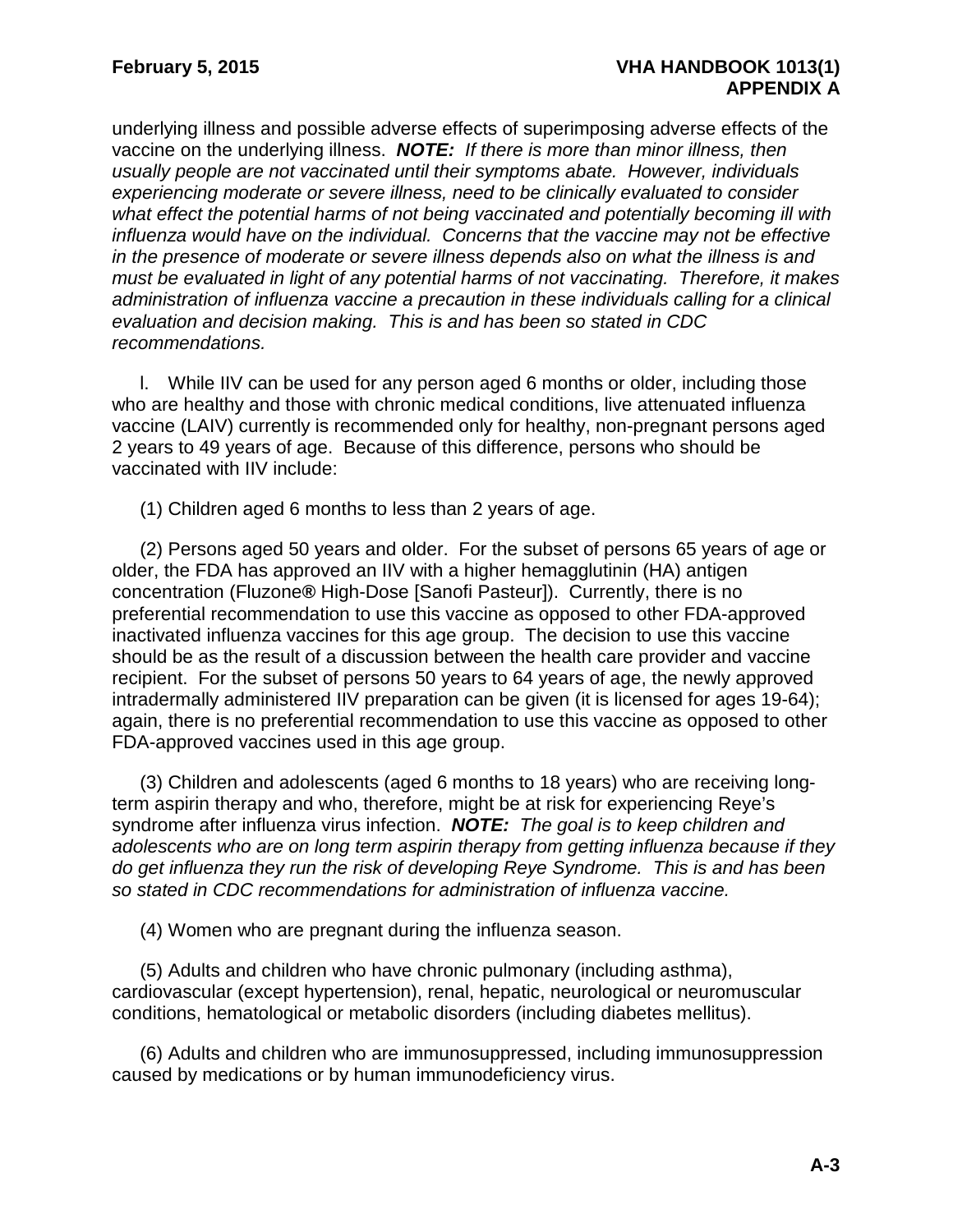underlying illness and possible adverse effects of superimposing adverse effects of the vaccine on the underlying illness. ***NOTE:*** *If there is more than minor illness, then usually people are not vaccinated until their symptoms abate. However, individuals experiencing moderate or severe illness, need to be clinically evaluated to consider what effect the potential harms of not being vaccinated and potentially becoming ill with influenza would have on the individual. Concerns that the vaccine may not be effective in the presence of moderate or severe illness depends also on what the illness is and must be evaluated in light of any potential harms of not vaccinating. Therefore, it makes administration of influenza vaccine a precaution in these individuals calling for a clinical evaluation and decision making. This is and has been so stated in CDC recommendations.*

l. While IIV can be used for any person aged 6 months or older, including those who are healthy and those with chronic medical conditions, live attenuated influenza vaccine (LAIV) currently is recommended only for healthy, non-pregnant persons aged 2 years to 49 years of age. Because of this difference, persons who should be vaccinated with IIV include:

(1) Children aged 6 months to less than 2 years of age.

(2) Persons aged 50 years and older. For the subset of persons 65 years of age or older, the FDA has approved an IIV with a higher hemagglutinin (HA) antigen concentration (Fluzone**®** High-Dose [Sanofi Pasteur]). Currently, there is no preferential recommendation to use this vaccine as opposed to other FDA-approved inactivated influenza vaccines for this age group. The decision to use this vaccine should be as the result of a discussion between the health care provider and vaccine recipient. For the subset of persons 50 years to 64 years of age, the newly approved intradermally administered IIV preparation can be given (it is licensed for ages 19-64); again, there is no preferential recommendation to use this vaccine as opposed to other FDA-approved vaccines used in this age group.

(3) Children and adolescents (aged 6 months to 18 years) who are receiving long-term aspirin therapy and who, therefore, might be at risk for experiencing Reye's syndrome after influenza virus infection. ***NOTE:*** *The goal is to keep children and adolescents who are on long term aspirin therapy from getting influenza because if they do get influenza they run the risk of developing Reye Syndrome. This is and has been so stated in CDC recommendations for administration of influenza vaccine.*

(4) Women who are pregnant during the influenza season.

(5) Adults and children who have chronic pulmonary (including asthma), cardiovascular (except hypertension), renal, hepatic, neurological or neuromuscular conditions, hematological or metabolic disorders (including diabetes mellitus).

(6) Adults and children who are immunosuppressed, including immunosuppression caused by medications or by human immunodeficiency virus.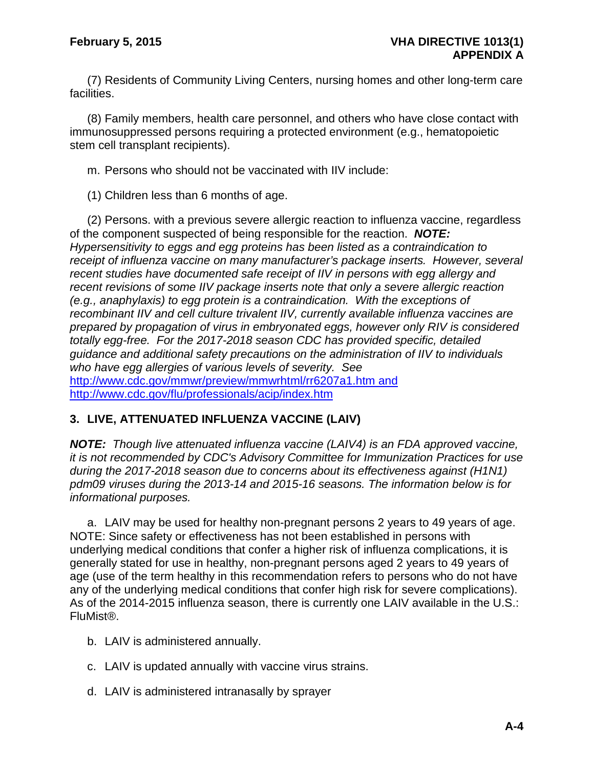(7) Residents of Community Living Centers, nursing homes and other long-term care facilities.

(8) Family members, health care personnel, and others who have close contact with immunosuppressed persons requiring a protected environment (e.g., hematopoietic stem cell transplant recipients).

m. Persons who should not be vaccinated with IIV include:

(1) Children less than 6 months of age.

(2) Persons. with a previous severe allergic reaction to influenza vaccine, regardless of the component suspected of being responsible for the reaction. ***NOTE:*** *Hypersensitivity to eggs and egg proteins has been listed as a contraindication to receipt of influenza vaccine on many manufacturer's package inserts. However, several recent studies have documented safe receipt of IIV in persons with egg allergy and recent revisions of some IIV package inserts note that only a severe allergic reaction (e.g., anaphylaxis) to egg protein is a contraindication. With the exceptions of recombinant IIV and cell culture trivalent IIV, currently available influenza vaccines are prepared by propagation of virus in embryonated eggs, however only RIV is considered totally egg-free. For the 2017-2018 season CDC has provided specific, detailed guidance and additional safety precautions on the administration of IIV to individuals who have egg allergies of various levels of severity. See* http://www.cdc.gov/mmwr/preview/mmwrhtml/rr6207a1.htm and http://www.cdc.gov/flu/professionals/acip/index.htm

## 3. LIVE, ATTENUATED INFLUENZA VACCINE (LAIV)

***NOTE:*** *Though live attenuated influenza vaccine (LAIV4) is an FDA approved vaccine, it is not recommended by CDC's Advisory Committee for Immunization Practices for use during the 2017-2018 season due to concerns about its effectiveness against (H1N1) pdm09 viruses during the 2013-14 and 2015-16 seasons. The information below is for informational purposes.*

a. LAIV may be used for healthy non-pregnant persons 2 years to 49 years of age. NOTE: Since safety or effectiveness has not been established in persons with underlying medical conditions that confer a higher risk of influenza complications, it is generally stated for use in healthy, non-pregnant persons aged 2 years to 49 years of age (use of the term healthy in this recommendation refers to persons who do not have any of the underlying medical conditions that confer high risk for severe complications). As of the 2014-2015 influenza season, there is currently one LAIV available in the U.S.: FluMist®.

b. LAIV is administered annually.

c. LAIV is updated annually with vaccine virus strains.

d. LAIV is administered intranasally by sprayer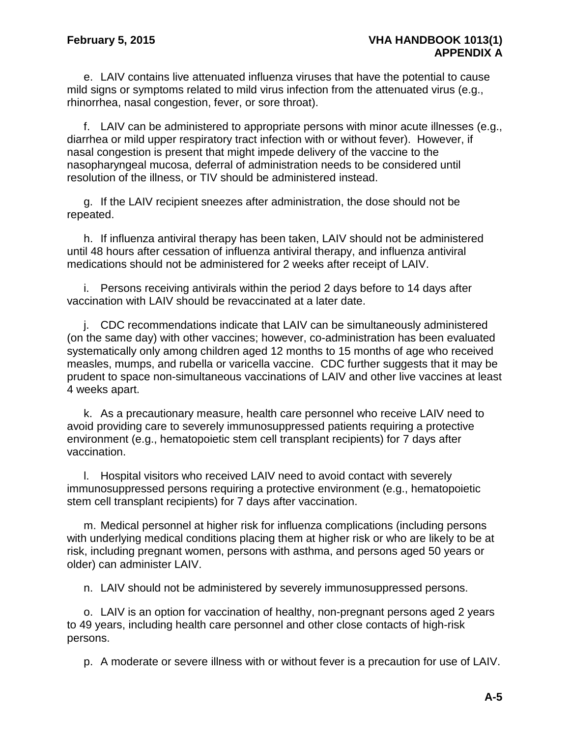e. LAIV contains live attenuated influenza viruses that have the potential to cause mild signs or symptoms related to mild virus infection from the attenuated virus (e.g., rhinorrhea, nasal congestion, fever, or sore throat).

f. LAIV can be administered to appropriate persons with minor acute illnesses (e.g., diarrhea or mild upper respiratory tract infection with or without fever). However, if nasal congestion is present that might impede delivery of the vaccine to the nasopharyngeal mucosa, deferral of administration needs to be considered until resolution of the illness, or TIV should be administered instead.

g. If the LAIV recipient sneezes after administration, the dose should not be repeated.

h. If influenza antiviral therapy has been taken, LAIV should not be administered until 48 hours after cessation of influenza antiviral therapy, and influenza antiviral medications should not be administered for 2 weeks after receipt of LAIV.

i. Persons receiving antivirals within the period 2 days before to 14 days after vaccination with LAIV should be revaccinated at a later date.

j. CDC recommendations indicate that LAIV can be simultaneously administered (on the same day) with other vaccines; however, co-administration has been evaluated systematically only among children aged 12 months to 15 months of age who received measles, mumps, and rubella or varicella vaccine. CDC further suggests that it may be prudent to space non-simultaneous vaccinations of LAIV and other live vaccines at least 4 weeks apart.

k. As a precautionary measure, health care personnel who receive LAIV need to avoid providing care to severely immunosuppressed patients requiring a protective environment (e.g., hematopoietic stem cell transplant recipients) for 7 days after vaccination.

l. Hospital visitors who received LAIV need to avoid contact with severely immunosuppressed persons requiring a protective environment (e.g., hematopoietic stem cell transplant recipients) for 7 days after vaccination.

m. Medical personnel at higher risk for influenza complications (including persons with underlying medical conditions placing them at higher risk or who are likely to be at risk, including pregnant women, persons with asthma, and persons aged 50 years or older) can administer LAIV.

n. LAIV should not be administered by severely immunosuppressed persons.

o. LAIV is an option for vaccination of healthy, non-pregnant persons aged 2 years to 49 years, including health care personnel and other close contacts of high-risk persons.

p. A moderate or severe illness with or without fever is a precaution for use of LAIV.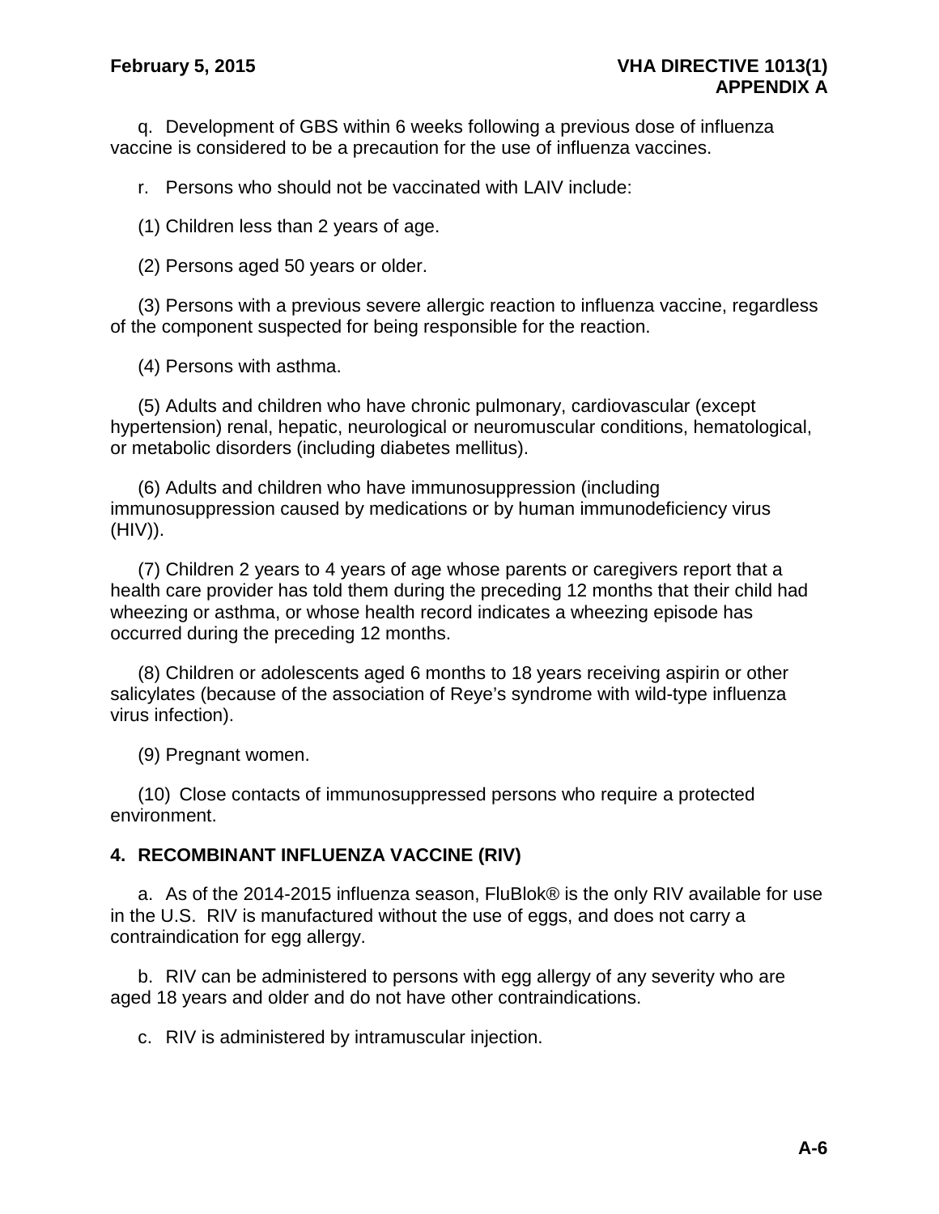q. Development of GBS within 6 weeks following a previous dose of influenza vaccine is considered to be a precaution for the use of influenza vaccines.

r. Persons who should not be vaccinated with LAIV include:

(1) Children less than 2 years of age.

(2) Persons aged 50 years or older.

(3) Persons with a previous severe allergic reaction to influenza vaccine, regardless of the component suspected for being responsible for the reaction.

(4) Persons with asthma.

(5) Adults and children who have chronic pulmonary, cardiovascular (except hypertension) renal, hepatic, neurological or neuromuscular conditions, hematological, or metabolic disorders (including diabetes mellitus).

(6) Adults and children who have immunosuppression (including immunosuppression caused by medications or by human immunodeficiency virus (HIV)).

(7) Children 2 years to 4 years of age whose parents or caregivers report that a health care provider has told them during the preceding 12 months that their child had wheezing or asthma, or whose health record indicates a wheezing episode has occurred during the preceding 12 months.

(8) Children or adolescents aged 6 months to 18 years receiving aspirin or other salicylates (because of the association of Reye's syndrome with wild-type influenza virus infection).

(9) Pregnant women.

(10) Close contacts of immunosuppressed persons who require a protected environment.

## 4. RECOMBINANT INFLUENZA VACCINE (RIV)

a. As of the 2014-2015 influenza season, FluBlok® is the only RIV available for use in the U.S. RIV is manufactured without the use of eggs, and does not carry a contraindication for egg allergy.

b. RIV can be administered to persons with egg allergy of any severity who are aged 18 years and older and do not have other contraindications.

c. RIV is administered by intramuscular injection.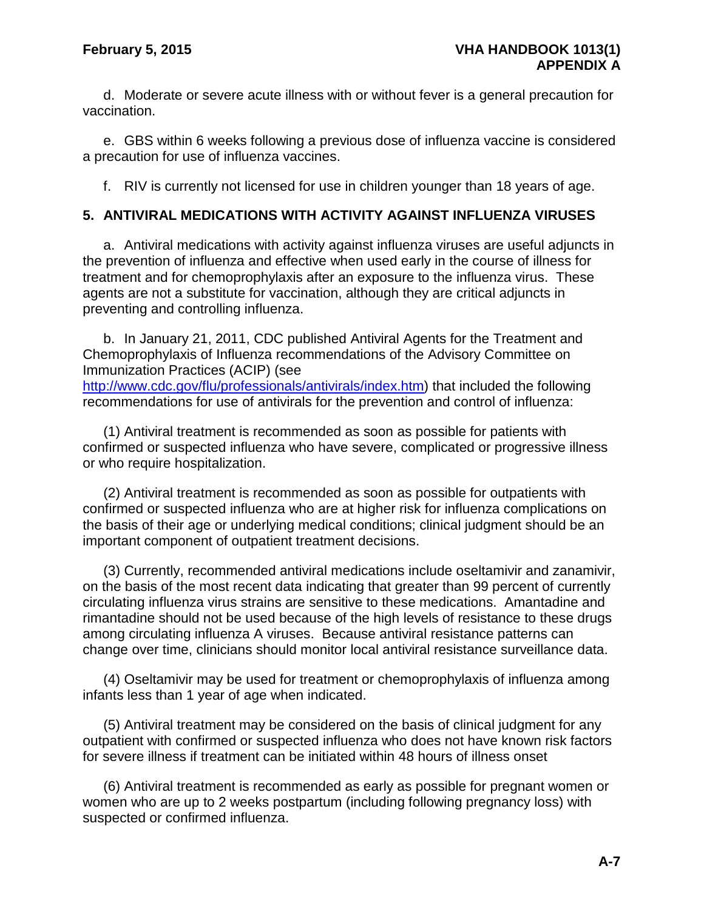d. Moderate or severe acute illness with or without fever is a general precaution for vaccination.

e. GBS within 6 weeks following a previous dose of influenza vaccine is considered a precaution for use of influenza vaccines.

f. RIV is currently not licensed for use in children younger than 18 years of age.

## 5. ANTIVIRAL MEDICATIONS WITH ACTIVITY AGAINST INFLUENZA VIRUSES

a. Antiviral medications with activity against influenza viruses are useful adjuncts in the prevention of influenza and effective when used early in the course of illness for treatment and for chemoprophylaxis after an exposure to the influenza virus. These agents are not a substitute for vaccination, although they are critical adjuncts in preventing and controlling influenza.

b. In January 21, 2011, CDC published Antiviral Agents for the Treatment and Chemoprophylaxis of Influenza recommendations of the Advisory Committee on Immunization Practices (ACIP) (see http://www.cdc.gov/flu/professionals/antivirals/index.htm) that included the following recommendations for use of antivirals for the prevention and control of influenza:

(1) Antiviral treatment is recommended as soon as possible for patients with confirmed or suspected influenza who have severe, complicated or progressive illness or who require hospitalization.

(2) Antiviral treatment is recommended as soon as possible for outpatients with confirmed or suspected influenza who are at higher risk for influenza complications on the basis of their age or underlying medical conditions; clinical judgment should be an important component of outpatient treatment decisions.

(3) Currently, recommended antiviral medications include oseltamivir and zanamivir, on the basis of the most recent data indicating that greater than 99 percent of currently circulating influenza virus strains are sensitive to these medications. Amantadine and rimantadine should not be used because of the high levels of resistance to these drugs among circulating influenza A viruses. Because antiviral resistance patterns can change over time, clinicians should monitor local antiviral resistance surveillance data.

(4) Oseltamivir may be used for treatment or chemoprophylaxis of influenza among infants less than 1 year of age when indicated.

(5) Antiviral treatment may be considered on the basis of clinical judgment for any outpatient with confirmed or suspected influenza who does not have known risk factors for severe illness if treatment can be initiated within 48 hours of illness onset

(6) Antiviral treatment is recommended as early as possible for pregnant women or women who are up to 2 weeks postpartum (including following pregnancy loss) with suspected or confirmed influenza.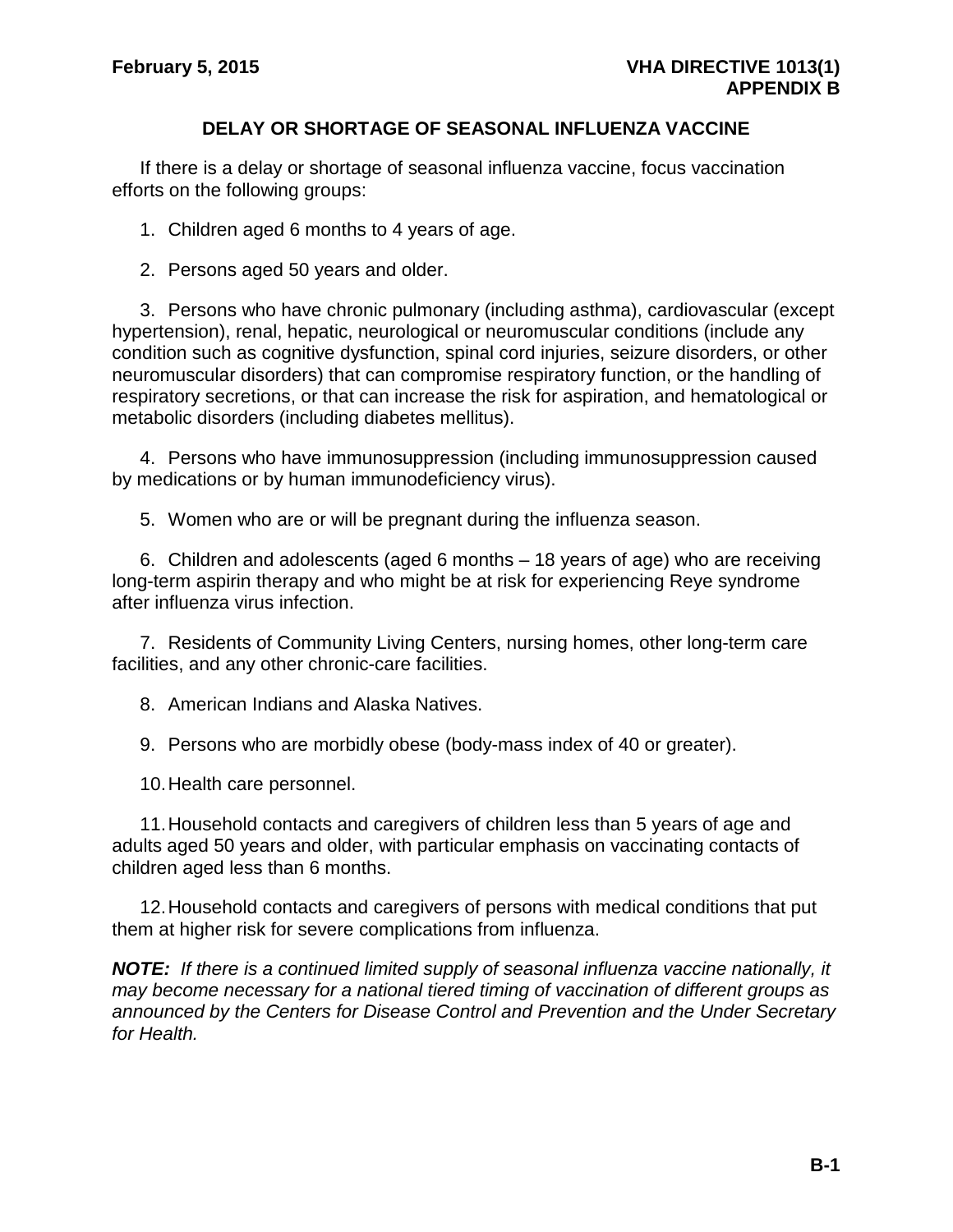## DELAY OR SHORTAGE OF SEASONAL INFLUENZA VACCINE

If there is a delay or shortage of seasonal influenza vaccine, focus vaccination efforts on the following groups:

1. Children aged 6 months to 4 years of age.

2. Persons aged 50 years and older.

3. Persons who have chronic pulmonary (including asthma), cardiovascular (except hypertension), renal, hepatic, neurological or neuromuscular conditions (include any condition such as cognitive dysfunction, spinal cord injuries, seizure disorders, or other neuromuscular disorders) that can compromise respiratory function, or the handling of respiratory secretions, or that can increase the risk for aspiration, and hematological or metabolic disorders (including diabetes mellitus).

4. Persons who have immunosuppression (including immunosuppression caused by medications or by human immunodeficiency virus).

5. Women who are or will be pregnant during the influenza season.

6. Children and adolescents (aged 6 months – 18 years of age) who are receiving long-term aspirin therapy and who might be at risk for experiencing Reye syndrome after influenza virus infection.

7. Residents of Community Living Centers, nursing homes, other long-term care facilities, and any other chronic-care facilities.

8. American Indians and Alaska Natives.

9. Persons who are morbidly obese (body-mass index of 40 or greater).

10. Health care personnel.

11. Household contacts and caregivers of children less than 5 years of age and adults aged 50 years and older, with particular emphasis on vaccinating contacts of children aged less than 6 months.

12. Household contacts and caregivers of persons with medical conditions that put them at higher risk for severe complications from influenza.

***NOTE:*** *If there is a continued limited supply of seasonal influenza vaccine nationally, it may become necessary for a national tiered timing of vaccination of different groups as announced by the Centers for Disease Control and Prevention and the Under Secretary for Health.*